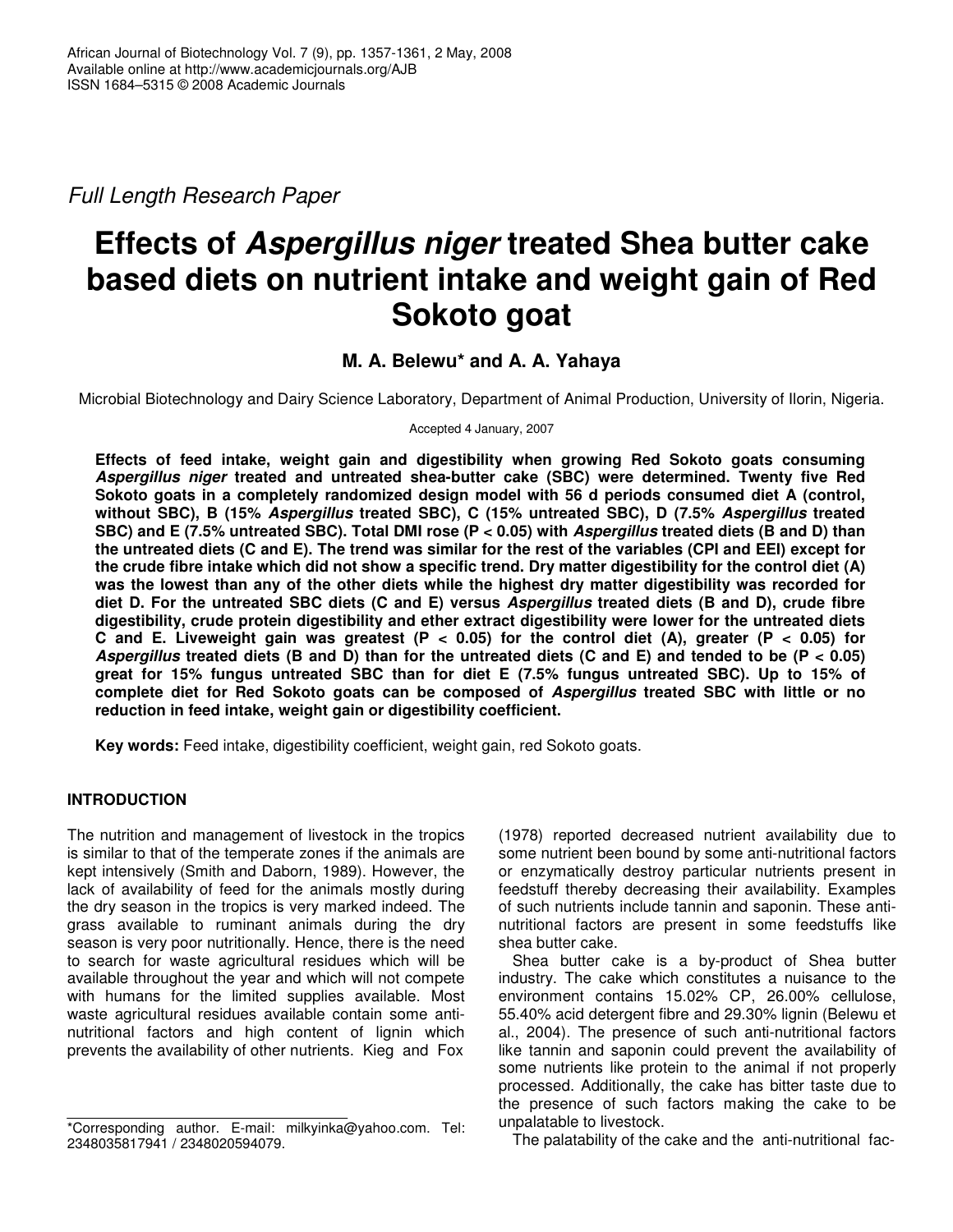*Full Length Research Paper*

# Effects of *Aspergillus niger* treated Shea butter cake based diets on nutrient intake and weight gain of Red Sokoto goat

**M. A. Belewu\* and A. A. Yahaya**

Microbial Biotechnology and Dairy Science Laboratory, Department of Animal Production, University of Ilorin, Nigeria.

Accepted 4 January, 2007

**Effects of feed intake, weight gain and digestibility when growing Red Sokoto goats consuming *Aspergillus niger* treated and untreated shea-butter cake (SBC) were determined. Twenty five Red Sokoto goats in a completely randomized design model with 56 d periods consumed diet A (control, without SBC), B (15% *Aspergillus* treated SBC), C (15% untreated SBC), D (7.5% *Aspergillus* treated SBC) and E (7.5% untreated SBC). Total DMI rose ($P < 0.05$) with *Aspergillus* treated diets (B and D) than the untreated diets (C and E). The trend was similar for the rest of the variables (CPI and EEI) except for the crude fibre intake which did not show a specific trend. Dry matter digestibility for the control diet (A) was the lowest than any of the other diets while the highest dry matter digestibility was recorded for diet D. For the untreated SBC diets (C and E) versus *Aspergillus* treated diets (B and D), crude fibre digestibility, crude protein digestibility and ether extract digestibility were lower for the untreated diets C and E. Liveweight gain was greatest ($P < 0.05$) for the control diet (A), greater ($P < 0.05$) for *Aspergillus* treated diets (B and D) than for the untreated diets (C and E) and tended to be ($P < 0.05$) great for 15% fungus untreated SBC than for diet E (7.5% fungus untreated SBC). Up to 15% of complete diet for Red Sokoto goats can be composed of *Aspergillus* treated SBC with little or no reduction in feed intake, weight gain or digestibility coefficient.**

**Key words:** Feed intake, digestibility coefficient, weight gain, red Sokoto goats.

## INTRODUCTION

The nutrition and management of livestock in the tropics is similar to that of the temperate zones if the animals are kept intensively (Smith and Daborn, 1989). However, the lack of availability of feed for the animals mostly during the dry season in the tropics is very marked indeed. The grass available to ruminant animals during the dry season is very poor nutritionally. Hence, there is the need to search for waste agricultural residues which will be available throughout the year and which will not compete with humans for the limited supplies available. Most waste agricultural residues available contain some anti-nutritional factors and high content of lignin which prevents the availability of other nutrients. Kieg and Fox (1978) reported decreased nutrient availability due to some nutrient been bound by some anti-nutritional factors or enzymatically destroy particular nutrients present in feedstuff thereby decreasing their availability. Examples of such nutrients include tannin and saponin. These anti-nutritional factors are present in some feedstuffs like shea butter cake.

Shea butter cake is a by-product of Shea butter industry. The cake which constitutes a nuisance to the environment contains 15.02% CP, 26.00% cellulose, 55.40% acid detergent fibre and 29.30% lignin (Belewu et al., 2004). The presence of such anti-nutritional factors like tannin and saponin could prevent the availability of some nutrients like protein to the animal if not properly processed. Additionally, the cake has bitter taste due to the presence of such factors making the cake to be unpalatable to livestock.

The palatability of the cake and the anti-nutritional fac-

\*Corresponding author. E-mail: milkyinka@yahoo.com. Tel: 2348035817941 / 2348020594079.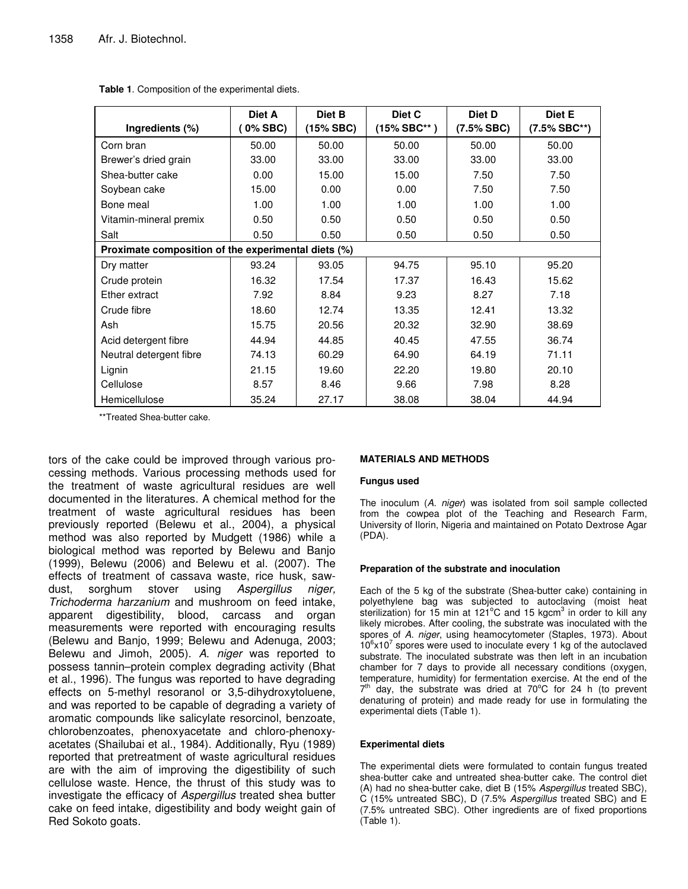**Table 1**. Composition of the experimental diets.

| Ingredients (%) | Diet A ( 0% SBC) | Diet B (15% SBC) | Diet C (15% SBC** ) | Diet D (7.5% SBC) | Diet E (7.5% SBC**) |
|---|---|---|---|---|---|
| Corn bran | 50.00 | 50.00 | 50.00 | 50.00 | 50.00 |
| Brewer's dried grain | 33.00 | 33.00 | 33.00 | 33.00 | 33.00 |
| Shea-butter cake | 0.00 | 15.00 | 15.00 | 7.50 | 7.50 |
| Soybean cake | 15.00 | 0.00 | 0.00 | 7.50 | 7.50 |
| Bone meal | 1.00 | 1.00 | 1.00 | 1.00 | 1.00 |
| Vitamin-mineral premix | 0.50 | 0.50 | 0.50 | 0.50 | 0.50 |
| Salt | 0.50 | 0.50 | 0.50 | 0.50 | 0.50 |
| **Proximate composition of the experimental diets (%)** | | | | | |
| Dry matter | 93.24 | 93.05 | 94.75 | 95.10 | 95.20 |
| Crude protein | 16.32 | 17.54 | 17.37 | 16.43 | 15.62 |
| Ether extract | 7.92 | 8.84 | 9.23 | 8.27 | 7.18 |
| Crude fibre | 18.60 | 12.74 | 13.35 | 12.41 | 13.32 |
| Ash | 15.75 | 20.56 | 20.32 | 32.90 | 38.69 |
| Acid detergent fibre | 44.94 | 44.85 | 40.45 | 47.55 | 36.74 |
| Neutral detergent fibre | 74.13 | 60.29 | 64.90 | 64.19 | 71.11 |
| Lignin | 21.15 | 19.60 | 22.20 | 19.80 | 20.10 |
| Cellulose | 8.57 | 8.46 | 9.66 | 7.98 | 8.28 |
| Hemicellulose | 35.24 | 27.17 | 38.08 | 38.04 | 44.94 |

**Treated Shea-butter cake.

tors of the cake could be improved through various processing methods. Various processing methods used for the treatment of waste agricultural residues are well documented in the literatures. A chemical method for the treatment of waste agricultural residues has been previously reported (Belewu et al., 2004), a physical method was also reported by Mudgett (1986) while a biological method was reported by Belewu and Banjo (1999), Belewu (2006) and Belewu et al. (2007). The effects of treatment of cassava waste, rice husk, sawdust, sorghum stover using *Aspergillus niger, Trichoderma harzanium* and mushroom on feed intake, apparent digestibility, blood, carcass and organ measurements were reported with encouraging results (Belewu and Banjo, 1999; Belewu and Adenuga, 2003; Belewu and Jimoh, 2005). *A. niger* was reported to possess tannin–protein complex degrading activity (Bhat et al., 1996). The fungus was reported to have degrading effects on 5-methyl resoranol or 3,5-dihydroxytoluene, and was reported to be capable of degrading a variety of aromatic compounds like salicylate resorcinol, benzoate, chlorobenzoates, phenoxyacetate and chloro-phenoxyacetates (Shailubai et al., 1984). Additionally, Ryu (1989) reported that pretreatment of waste agricultural residues are with the aim of improving the digestibility of such cellulose waste. Hence, the thrust of this study was to investigate the efficacy of *Aspergillus* treated shea butter cake on feed intake, digestibility and body weight gain of Red Sokoto goats.

## MATERIALS AND METHODS

### Fungus used

The inoculum (*A. niger*) was isolated from soil sample collected from the cowpea plot of the Teaching and Research Farm, University of Ilorin, Nigeria and maintained on Potato Dextrose Agar (PDA).

### Preparation of the substrate and inoculation

Each of the 5 kg of the substrate (Shea-butter cake) containing in polyethylene bag was subjected to autoclaving (moist heat sterilization) for 15 min at 121°C and 15 kgcm$^3$ in order to kill any likely microbes. After cooling, the substrate was inoculated with the spores of *A. niger*, using heamocytometer (Staples, 1973). About $10^6$x$10^7$ spores were used to inoculate every 1 kg of the autoclaved substrate. The inoculated substrate was then left in an incubation chamber for 7 days to provide all necessary conditions (oxygen, temperature, humidity) for fermentation exercise. At the end of the 7$^{th}$ day, the substrate was dried at 70°C for 24 h (to prevent denaturing of protein) and made ready for use in formulating the experimental diets (Table 1).

### Experimental diets

The experimental diets were formulated to contain fungus treated shea-butter cake and untreated shea-butter cake. The control diet (A) had no shea-butter cake, diet B (15% *Aspergillus* treated SBC), C (15% untreated SBC), D (7.5% *Aspergillus* treated SBC) and E (7.5% untreated SBC). Other ingredients are of fixed proportions (Table 1).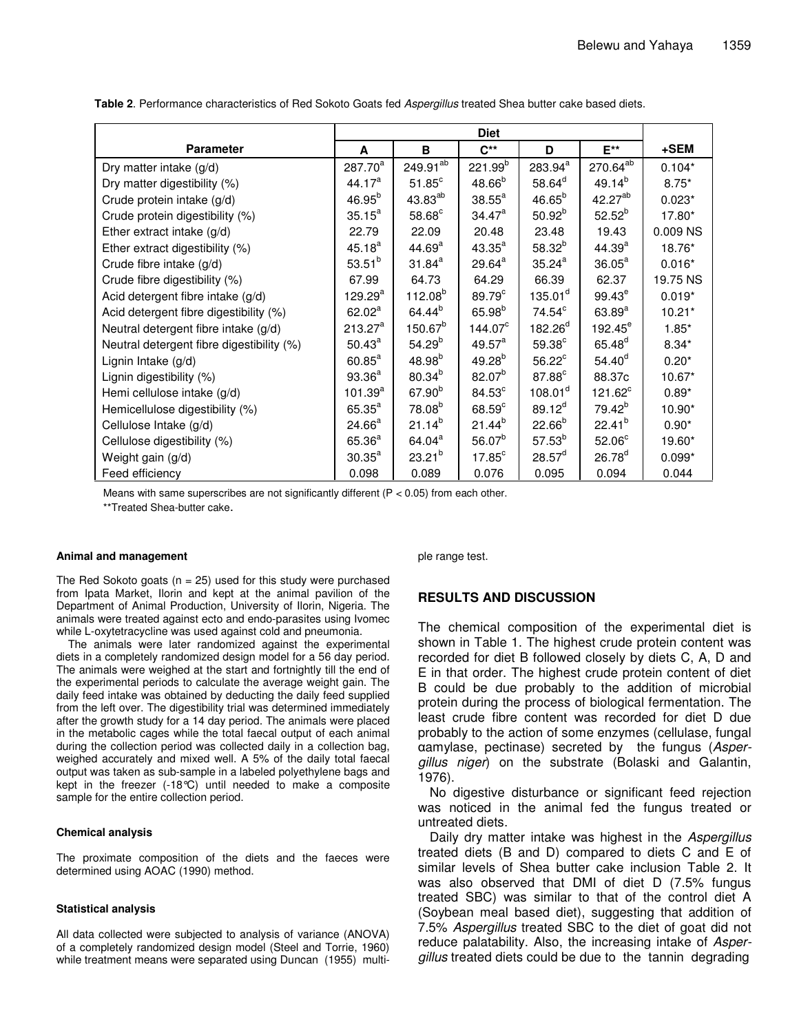**Table 2**. Performance characteristics of Red Sokoto Goats fed *Aspergillus* treated Shea butter cake based diets.

| Parameter | Diet | | | | | +SEM |
|---|---|---|---|---|---|---|
| | A | B | C** | D | E** | |
| Dry matter intake (g/d) | 287.70[a] | 249.91[ab] | 221.99[b] | 283.94[a] | 270.64[ab] | 0.104* |
| Dry matter digestibility (%) | 44.17[a] | 51.85[c] | 48.66[b] | 58.64[d] | 49.14[b] | 8.75* |
| Crude protein intake (g/d) | 46.95[b] | 43.83[ab] | 38.55[a] | 46.65[b] | 42.27[ab] | 0.023* |
| Crude protein digestibility (%) | 35.15[a] | 58.68[c] | 34.47[a] | 50.92[b] | 52.52[b] | 17.80* |
| Ether extract intake (g/d) | 22.79 | 22.09 | 20.48 | 23.48 | 19.43 | 0.009 NS |
| Ether extract digestibility (%) | 45.18[a] | 44.69[a] | 43.35[a] | 58.32[b] | 44.39[a] | 18.76* |
| Crude fibre intake (g/d) | 53.51[b] | 31.84[a] | 29.64[a] | 35.24[a] | 36.05[a] | 0.016* |
| Crude fibre digestibility (%) | 67.99 | 64.73 | 64.29 | 66.39 | 62.37 | 19.75 NS |
| Acid detergent fibre intake (g/d) | 129.29[a] | 112.08[b] | 89.79[c] | 135.01[d] | 99.43[e] | 0.019* |
| Acid detergent fibre digestibility (%) | 62.02[a] | 64.44[b] | 65.98[b] | 74.54[c] | 63.89[a] | 10.21* |
| Neutral detergent fibre intake (g/d) | 213.27[a] | 150.67[b] | 144.07[c] | 182.26[d] | 192.45[e] | 1.85* |
| Neutral detergent fibre digestibility (%) | 50.43[a] | 54.29[b] | 49.57[a] | 59.38[c] | 65.48[d] | 8.34* |
| Lignin Intake (g/d) | 60.85[a] | 48.98[b] | 49.28[b] | 56.22[c] | 54.40[d] | 0.20* |
| Lignin digestibility (%) | 93.36[a] | 80.34[b] | 82.07[b] | 87.88[c] | 88.37c | 10.67* |
| Hemi cellulose intake (g/d) | 101.39[a] | 67.90[b] | 84.53[c] | 108.01[d] | 121.62[c] | 0.89* |
| Hemicellulose digestibility (%) | 65.35[a] | 78.08[b] | 68.59[c] | 89.12[d] | 79.42[b] | 10.90* |
| Cellulose Intake (g/d) | 24.66[a] | 21.14[b] | 21.44[b] | 22.66[b] | 22.41[b] | 0.90* |
| Cellulose digestibility (%) | 65.36[a] | 64.04[a] | 56.07[b] | 57.53[b] | 52.06[c] | 19.60* |
| Weight gain (g/d) | 30.35[a] | 23.21[b] | 17.85[c] | 28.57[d] | 26.78[d] | 0.099* |
| Feed efficiency | 0.098 | 0.089 | 0.076 | 0.095 | 0.094 | 0.044 |

Means with same superscribes are not significantly different ($P < 0.05$) from each other.

**Treated Shea-butter cake.

#### Animal and management

The Red Sokoto goats (n = 25) used for this study were purchased from Ipata Market, Ilorin and kept at the animal pavilion of the Department of Animal Production, University of Ilorin, Nigeria. The animals were treated against ecto and endo-parasites using Ivomec while L-oxytetracycline was used against cold and pneumonia.

The animals were later randomized against the experimental diets in a completely randomized design model for a 56 day period. The animals were weighed at the start and fortnightly till the end of the experimental periods to calculate the average weight gain. The daily feed intake was obtained by deducting the daily feed supplied from the left over. The digestibility trial was determined immediately after the growth study for a 14 day period. The animals were placed in the metabolic cages while the total faecal output of each animal during the collection period was collected daily in a collection bag, weighed accurately and mixed well. A 5% of the daily total faecal output was taken as sub-sample in a labeled polyethylene bags and kept in the freezer (-18°C) until needed to make a composite sample for the entire collection period.

#### Chemical analysis

The proximate composition of the diets and the faeces were determined using AOAC (1990) method.

#### Statistical analysis

All data collected were subjected to analysis of variance (ANOVA) of a completely randomized design model (Steel and Torrie, 1960) while treatment means were separated using Duncan (1955) multiple range test.

## RESULTS AND DISCUSSION

The chemical composition of the experimental diet is shown in Table 1. The highest crude protein content was recorded for diet B followed closely by diets C, A, D and E in that order. The highest crude protein content of diet B could be due probably to the addition of microbial protein during the process of biological fermentation. The least crude fibre content was recorded for diet D due probably to the action of some enzymes (cellulase, fungal αamylase, pectinase) secreted by the fungus (*Aspergillus niger*) on the substrate (Bolaski and Galantin, 1976).

No digestive disturbance or significant feed rejection was noticed in the animal fed the fungus treated or untreated diets.

Daily dry matter intake was highest in the *Aspergillus* treated diets (B and D) compared to diets C and E of similar levels of Shea butter cake inclusion Table 2. It was also observed that DMI of diet D (7.5% fungus treated SBC) was similar to that of the control diet A (Soybean meal based diet), suggesting that addition of 7.5% *Aspergillus* treated SBC to the diet of goat did not reduce palatability. Also, the increasing intake of *Aspergillus* treated diets could be due to the tannin degrading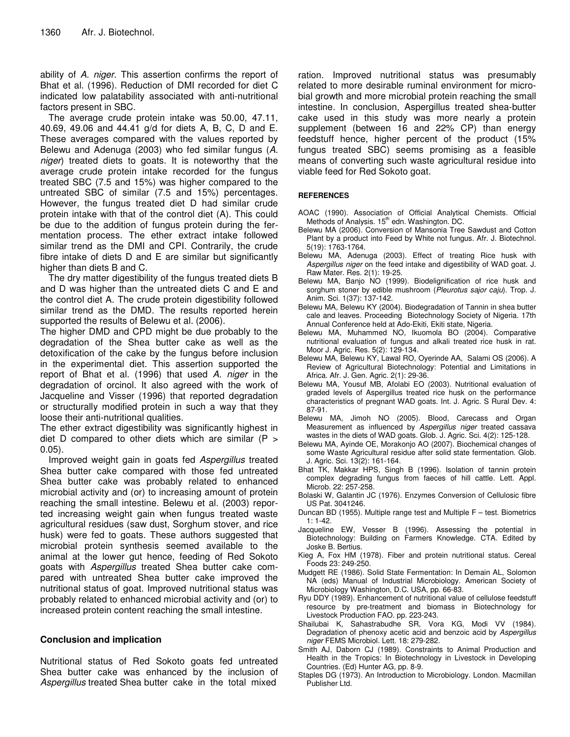ability of *A. niger*. This assertion confirms the report of Bhat et al. (1996). Reduction of DMI recorded for diet C indicated low palatability associated with anti-nutritional factors present in SBC.

The average crude protein intake was 50.00, 47.11, 40.69, 49.06 and 44.41 g/d for diets A, B, C, D and E. These averages compared with the values reported by Belewu and Adenuga (2003) who fed similar fungus (*A. niger*) treated diets to goats. It is noteworthy that the average crude protein intake recorded for the fungus treated SBC (7.5 and 15%) was higher compared to the untreated SBC of similar (7.5 and 15%) percentages. However, the fungus treated diet D had similar crude protein intake with that of the control diet (A). This could be due to the addition of fungus protein during the fermentation process. The ether extract intake followed similar trend as the DMI and CPI. Contrarily, the crude fibre intake of diets D and E are similar but significantly higher than diets B and C.

The dry matter digestibility of the fungus treated diets B and D was higher than the untreated diets C and E and the control diet A. The crude protein digestibility followed similar trend as the DMD. The results reported herein supported the results of Belewu et al. (2006).

The higher DMD and CPD might be due probably to the degradation of the Shea butter cake as well as the detoxification of the cake by the fungus before inclusion in the experimental diet. This assertion supported the report of Bhat et al. (1996) that used *A. niger* in the degradation of orcinol. It also agreed with the work of Jacqueline and Visser (1996) that reported degradation or structurally modified protein in such a way that they loose their anti-nutritional qualities.

The ether extract digestibility was significantly highest in diet D compared to other diets which are similar ($P > 0.05$).

Improved weight gain in goats fed *Aspergillus* treated Shea butter cake compared with those fed untreated Shea butter cake was probably related to enhanced microbial activity and (or) to increasing amount of protein reaching the small intestine. Belewu et al. (2003) reported increasing weight gain when fungus treated waste agricultural residues (saw dust, Sorghum stover, and rice husk) were fed to goats. These authors suggested that microbial protein synthesis seemed available to the animal at the lower gut hence, feeding of Red Sokoto goats with *Aspergillus* treated Shea butter cake compared with untreated Shea butter cake improved the nutritional status of goat. Improved nutritional status was probably related to enhanced microbial activity and (or) to increased protein content reaching the small intestine.

## Conclusion and implication

Nutritional status of Red Sokoto goats fed untreated Shea butter cake was enhanced by the inclusion of *Aspergillus* treated Shea butter cake in the total mixed ration. Improved nutritional status was presumably related to more desirable ruminal environment for microbial growth and more microbial protein reaching the small intestine. In conclusion, Aspergillus treated shea-butter cake used in this study was more nearly a protein supplement (between 16 and 22% CP) than energy feedstuff hence, higher percent of the product (15% fungus treated SBC) seems promising as a feasible means of converting such waste agricultural residue into viable feed for Red Sokoto goat.

## REFERENCES

AOAC (1990). Association of Official Analytical Chemists. Official Methods of Analysis. 15th edn. Washington. DC.

Belewu MA (2006). Conversion of Mansonia Tree Sawdust and Cotton Plant by a product into Feed by White not fungus. Afr. J. Biotechnol. 5(19): 1763-1764.

Belewu MA, Adenuga (2003). Effect of treating Rice husk with *Aspergillus niger* on the feed intake and digestibility of WAD goat. J. Raw Mater. Res. 2(1): 19-25.

Belewu MA, Banjo NO (1999). Biodelignification of rice husk and sorghum stoner by edible mushroom (*Pleurotus sajor caju*). Trop. J. Anim. Sci. 1(37): 137-142.

Belewu MA, Belewu KY (2004). Biodegradation of Tannin in shea butter cale and leaves. Proceeding Biotechnology Society of Nigeria. 17th Annual Conference held at Ado-Ekiti, Ekiti state, Nigeria.

Belewu MA, Muhammed NO, Ikuomola BO (2004). Comparative nutritional evaluation of fungus and alkali treated rice husk in rat. Moor J. Agric. Res. 5(2): 129-134.

Belewu MA, Belewu KY, Lawal RO, Oyerinde AA, Salami OS (2006). A Review of Agricultural Biotechnology: Potential and Limitations in Africa. Afr. J. Gen. Agric. 2(1): 29-36.

Belewu MA, Yousuf MB, Afolabi EO (2003). Nutritional evaluation of graded levels of Aspergillus treated rice husk on the performance characteristics of pregnant WAD goats. Int. J. Agric. S Rural Dev. 4: 87-91.

Belewu MA, Jimoh NO (2005). Blood, Carecass and Organ Measurement as influenced by *Aspergillus niger* treated cassava wastes in the diets of WAD goats. Glob. J. Agric. Sci. 4(2): 125-128.

Belewu MA, Ayinde OE, Morakonjo AO (2007). Biochemical changes of some Waste Agricultural residue after solid state fermentation. Glob. J. Agric. Sci. 13(2): 161-164.

Bhat TK, Makkar HPS, Singh B (1996). Isolation of tannin protein complex degrading fungus from faeces of hill cattle. Lett. Appl. Microb. 22: 257-258.

Bolaski W, Galantin JC (1976). Enzymes Conversion of Cellulosic fibre US Pat. 3041246.

Duncan BD (1955). Multiple range test and Multiple F – test. Biometrics 1: 1-42.

Jacqueline EW, Vesser B (1996). Assessing the potential in Biotechnology: Building on Farmers Knowledge. CTA. Edited by Joske B. Bertius.

Kieg A, Fox HM (1978). Fiber and protein nutritional status. Cereal Foods 23: 249-250.

Mudgett RE (1986). Solid State Fermentation: In Demain AL, Solomon NA (eds) Manual of Industrial Microbiology. American Society of Microbiology Washington, D.C. USA, pp. 66-83.

Ryu DDY (1989). Enhancement of nutritional value of cellulose feedstuff resource by pre-treatment and biomass in Biotechnology for Livestock Production FAO. pp. 223-243.

Shailubai K, Sahastrabudhe SR, Vora KG, Modi VV (1984). Degradation of phenoxy acetic acid and benzoic acid by *Aspergillus niger* FEMS Microbiol. Lett. 18: 279-282.

Smith AJ, Daborn CJ (1989). Constraints to Animal Production and Health in the Tropics: In Biotechnology in Livestock in Developing Countries. (Ed) Hunter AG, pp. 8-9.

Staples DG (1973). An Introduction to Microbiology. London. Macmillan Publisher Ltd.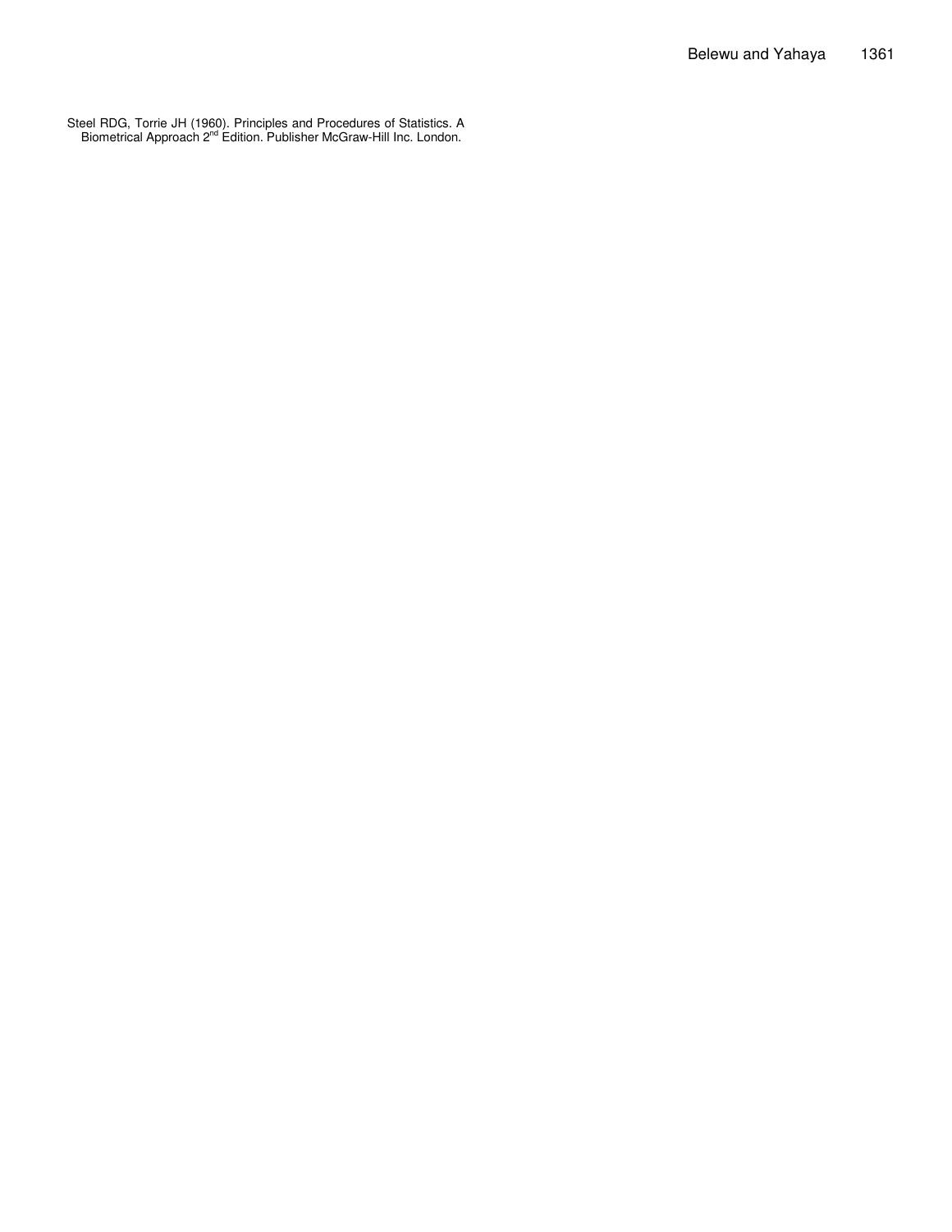Steel RDG, Torrie JH (1960). Principles and Procedures of Statistics. A Biometrical Approach 2nd Edition. Publisher McGraw-Hill Inc. London.